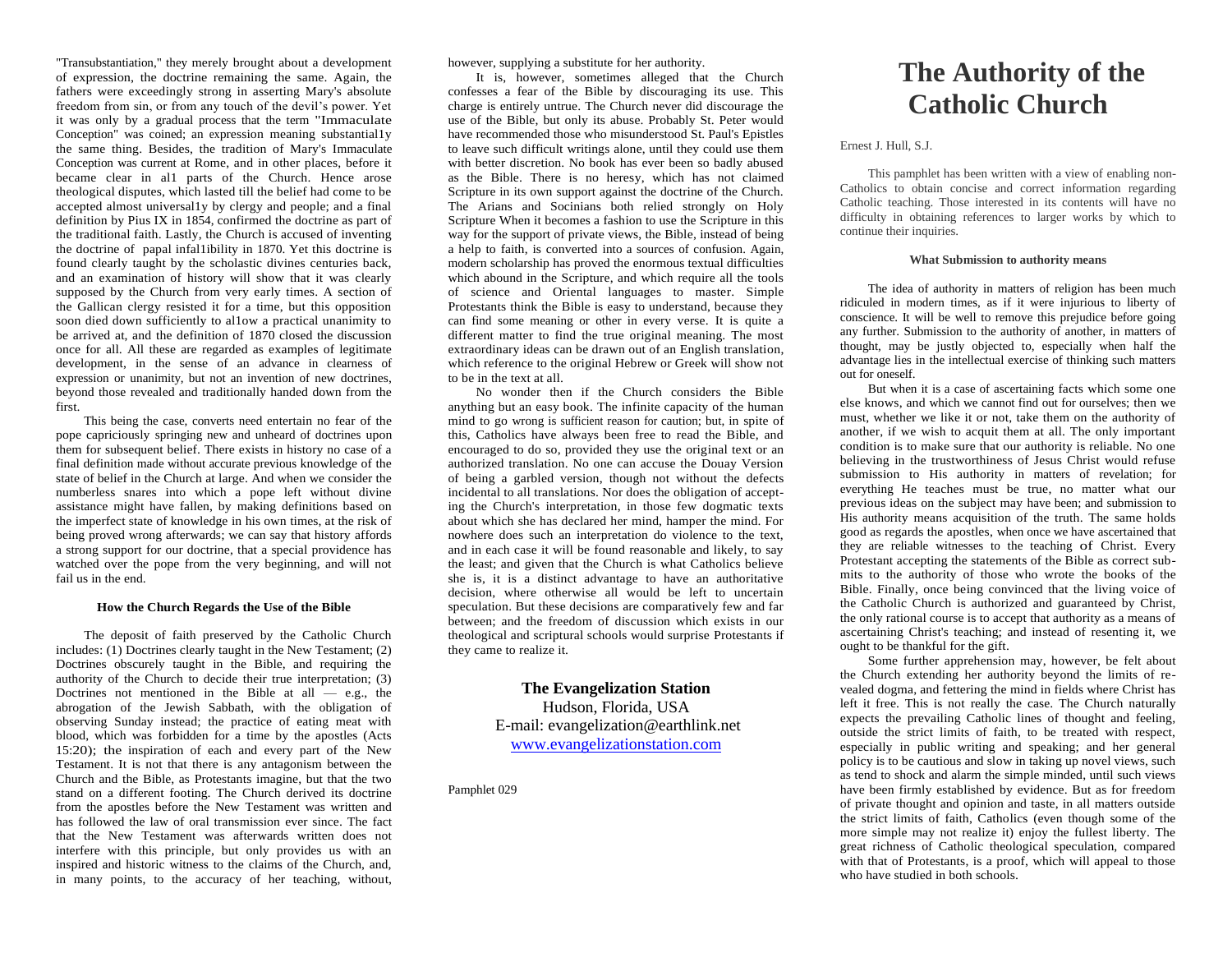"Transubstantiation," they merely brought about a development of expression, the doctrine remaining the same. Again, the fathers were exceedingly strong in asserting Mary's absolute freedom from sin, or from any touch of the devil's power. Yet it was only by a gradual process that the term "Immaculate Conception" was coined; an expression meaning substantial1y the same thing. Besides, the tradition of Mary's Immaculate Conception was current at Rome, and in other places, before it became clear in al1 parts of the Church. Hence arose theological disputes, which lasted till the belief had come to be accepted almost universal1y by clergy and people; and a final definition by Pius IX in 1854, confirmed the doctrine as part of the traditional faith. Lastly, the Church is accused of inventing the doctrine of papal infal1ibility in 1870. Yet this doctrine is found clearly taught by the scholastic divines centuries back, and an examination of history will show that it was clearly supposed by the Church from very early times. A section of the Gallican clergy resisted it for a time, but this opposition soon died down sufficiently to al1ow a practical unanimity to be arrived at, and the definition of 1870 closed the discussion once for all. All these are regarded as examples of legitimate development, in the sense of an advance in clearness of expression or unanimity, but not an invention of new doctrines, beyond those revealed and traditionally handed down from the first.

This being the case, converts need entertain no fear of the pope capriciously springing new and unheard of doctrines upon them for subsequent belief. There exists in history no case of a final definition made without accurate previous knowledge of the state of belief in the Church at large. And when we consider the numberless snares into which a pope left without divine assistance might have fallen, by making definitions based on the imperfect state of knowledge in his own times, at the risk of being proved wrong afterwards; we can say that history affords a strong support for our doctrine, that a special providence has watched over the pope from the very beginning, and will not fail us in the end.

#### How the Church Regards the Use of the Bible

The deposit of faith preserved by the Catholic Church includes: (1) Doctrines clearly taught in the New Testament; (2) Doctrines obscurely taught in the Bible, and requiring the authority of the Church to decide their true interpretation; (3) Doctrines not mentioned in the Bible at all — e.g., the abrogation of the Jewish Sabbath, with the obligation of observing Sunday instead; the practice of eating meat with blood, which was forbidden for a time by the apostles (Acts 15:20); the inspiration of each and every part of the New Testament. It is not that there is any antagonism between the Church and the Bible, as Protestants imagine, but that the two stand on a different footing. The Church derived its doctrine from the apostles before the New Testament was written and has followed the law of oral transmission ever since. The fact that the New Testament was afterwards written does not interfere with this principle, but only provides us with an inspired and historic witness to the claims of the Church, and, in many points, to the accuracy of her teaching, without, however, supplying a substitute for her authority.

It is, however, sometimes alleged that the Church confesses a fear of the Bible by discouraging its use. This charge is entirely untrue. The Church never did discourage the use of the Bible, but only its abuse. Probably St. Peter would have recommended those who misunderstood St. Paul's Epistles to leave such difficult writings alone, until they could use them with better discretion. No book has ever been so badly abused as the Bible. There is no heresy, which has not claimed Scripture in its own support against the doctrine of the Church. The Arians and Socinians both relied strongly on Holy Scripture When it becomes a fashion to use the Scripture in this way for the support of private views, the Bible, instead of being a help to faith, is converted into a sources of confusion. Again, modern scholarship has proved the enormous textual difficulties which abound in the Scripture, and which require all the tools of science and Oriental languages to master. Simple Protestants think the Bible is easy to understand, because they can find some meaning or other in every verse. It is quite a different matter to find the true original meaning. The most extraordinary ideas can be drawn out of an English translation, which reference to the original Hebrew or Greek will show not to be in the text at all.

No wonder then if the Church considers the Bible anything but an easy book. The infinite capacity of the human mind to go wrong is sufficient reason for caution; but, in spite of this, Catholics have always been free to read the Bible, and encouraged to do so, provided they use the original text or an authorized translation. No one can accuse the Douay Version of being a garbled version, though not without the defects incidental to all translations. Nor does the obligation of accepting the Church's interpretation, in those few dogmatic texts about which she has declared her mind, hamper the mind. For nowhere does such an interpretation do violence to the text, and in each case it will be found reasonable and likely, to say the least; and given that the Church is what Catholics believe she is, it is a distinct advantage to have an authoritative decision, where otherwise all would be left to uncertain speculation. But these decisions are comparatively few and far between; and the freedom of discussion which exists in our theological and scriptural schools would surprise Protestants if they came to realize it.

**The Evangelization Station**
Hudson, Florida, USA
E-mail: evangelization@earthlink.net
www.evangelizationstation.com

Pamphlet 029

# The Authority of the Catholic Church

Ernest J. Hull, S.J.

This pamphlet has been written with a view of enabling non-Catholics to obtain concise and correct information regarding Catholic teaching. Those interested in its contents will have no difficulty in obtaining references to larger works by which to continue their inquiries.

#### What Submission to authority means

The idea of authority in matters of religion has been much ridiculed in modern times, as if it were injurious to liberty of conscience. It will be well to remove this prejudice before going any further. Submission to the authority of another, in matters of thought, may be justly objected to, especially when half the advantage lies in the intellectual exercise of thinking such matters out for oneself.

But when it is a case of ascertaining facts which some one else knows, and which we cannot find out for ourselves; then we must, whether we like it or not, take them on the authority of another, if we wish to acquit them at all. The only important condition is to make sure that our authority is reliable. No one believing in the trustworthiness of Jesus Christ would refuse submission to His authority in matters of revelation; for everything He teaches must be true, no matter what our previous ideas on the subject may have been; and submission to His authority means acquisition of the truth. The same holds good as regards the apostles, when once we have ascertained that they are reliable witnesses to the teaching of Christ. Every Protestant accepting the statements of the Bible as correct submits to the authority of those who wrote the books of the Bible. Finally, once being convinced that the living voice of the Catholic Church is authorized and guaranteed by Christ, the only rational course is to accept that authority as a means of ascertaining Christ's teaching; and instead of resenting it, we ought to be thankful for the gift.

Some further apprehension may, however, be felt about the Church extending her authority beyond the limits of revealed dogma, and fettering the mind in fields where Christ has left it free. This is not really the case. The Church naturally expects the prevailing Catholic lines of thought and feeling, outside the strict limits of faith, to be treated with respect, especially in public writing and speaking; and her general policy is to be cautious and slow in taking up novel views, such as tend to shock and alarm the simple minded, until such views have been firmly established by evidence. But as for freedom of private thought and opinion and taste, in all matters outside the strict limits of faith, Catholics (even though some of the more simple may not realize it) enjoy the fullest liberty. The great richness of Catholic theological speculation, compared with that of Protestants, is a proof, which will appeal to those who have studied in both schools.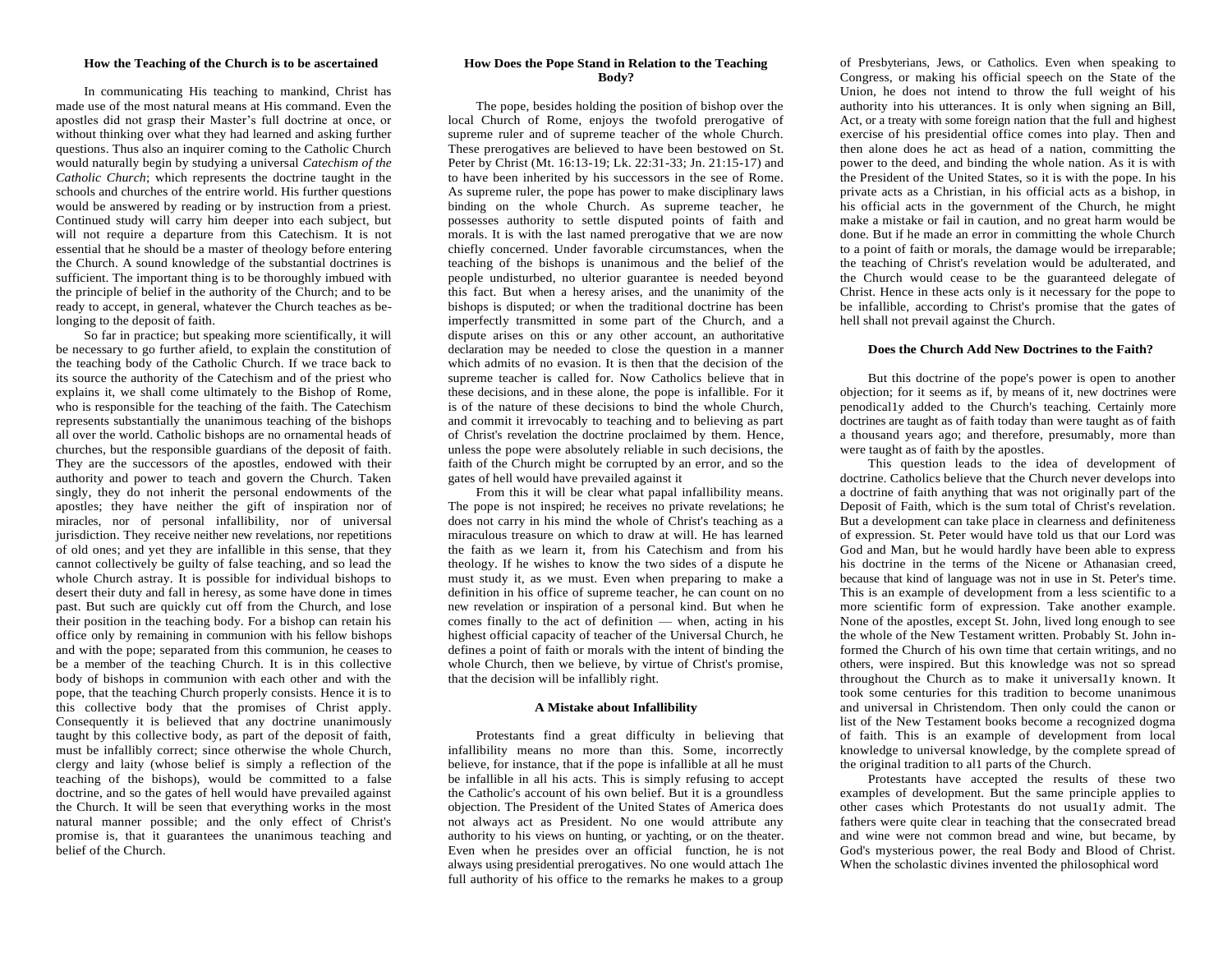### How the Teaching of the Church is to be ascertained

In communicating His teaching to mankind, Christ has made use of the most natural means at His command. Even the apostles did not grasp their Master's full doctrine at once, or without thinking over what they had learned and asking further questions. Thus also an inquirer coming to the Catholic Church would naturally begin by studying a universal *Catechism of the Catholic Church*; which represents the doctrine taught in the schools and churches of the entrire world. His further questions would be answered by reading or by instruction from a priest. Continued study will carry him deeper into each subject, but will not require a departure from this Catechism. It is not essential that he should be a master of theology before entering the Church. A sound knowledge of the substantial doctrines is sufficient. The important thing is to be thoroughly imbued with the principle of belief in the authority of the Church; and to be ready to accept, in general, whatever the Church teaches as belonging to the deposit of faith.

So far in practice; but speaking more scientifically, it will be necessary to go further afield, to explain the constitution of the teaching body of the Catholic Church. If we trace back to its source the authority of the Catechism and of the priest who explains it, we shall come ultimately to the Bishop of Rome, who is responsible for the teaching of the faith. The Catechism represents substantially the unanimous teaching of the bishops all over the world. Catholic bishops are no ornamental heads of churches, but the responsible guardians of the deposit of faith. They are the successors of the apostles, endowed with their authority and power to teach and govern the Church. Taken singly, they do not inherit the personal endowments of the apostles; they have neither the gift of inspiration nor of miracles, nor of personal infallibility, nor of universal jurisdiction. They receive neither new revelations, nor repetitions of old ones; and yet they are infallible in this sense, that they cannot collectively be guilty of false teaching, and so lead the whole Church astray. It is possible for individual bishops to desert their duty and fall in heresy, as some have done in times past. But such are quickly cut off from the Church, and lose their position in the teaching body. For a bishop can retain his office only by remaining in communion with his fellow bishops and with the pope; separated from this communion, he ceases to be a member of the teaching Church. It is in this collective body of bishops in communion with each other and with the pope, that the teaching Church properly consists. Hence it is to this collective body that the promises of Christ apply. Consequently it is believed that any doctrine unanimously taught by this collective body, as part of the deposit of faith, must be infallibly correct; since otherwise the whole Church, clergy and laity (whose belief is simply a reflection of the teaching of the bishops), would be committed to a false doctrine, and so the gates of hell would have prevailed against the Church. It will be seen that everything works in the most natural manner possible; and the only effect of Christ's promise is, that it guarantees the unanimous teaching and belief of the Church.

### How Does the Pope Stand in Relation to the Teaching Body?

The pope, besides holding the position of bishop over the local Church of Rome, enjoys the twofold prerogative of supreme ruler and of supreme teacher of the whole Church. These prerogatives are believed to have been bestowed on St. Peter by Christ (Mt. 16:13-19; Lk. 22:31-33; Jn. 21:15-17) and to have been inherited by his successors in the see of Rome. As supreme ruler, the pope has power to make disciplinary laws binding on the whole Church. As supreme teacher, he possesses authority to settle disputed points of faith and morals. It is with the last named prerogative that we are now chiefly concerned. Under favorable circumstances, when the teaching of the bishops is unanimous and the belief of the people undisturbed, no ulterior guarantee is needed beyond this fact. But when a heresy arises, and the unanimity of the bishops is disputed; or when the traditional doctrine has been imperfectly transmitted in some part of the Church, and a dispute arises on this or any other account, an authoritative declaration may be needed to close the question in a manner which admits of no evasion. It is then that the decision of the supreme teacher is called for. Now Catholics believe that in these decisions, and in these alone, the pope is infallible. For it is of the nature of these decisions to bind the whole Church, and commit it irrevocably to teaching and to believing as part of Christ's revelation the doctrine proclaimed by them. Hence, unless the pope were absolutely reliable in such decisions, the faith of the Church might be corrupted by an error, and so the gates of hell would have prevailed against it

From this it will be clear what papal infallibility means. The pope is not inspired; he receives no private revelations; he does not carry in his mind the whole of Christ's teaching as a miraculous treasure on which to draw at will. He has learned the faith as we learn it, from his Catechism and from his theology. If he wishes to know the two sides of a dispute he must study it, as we must. Even when preparing to make a definition in his office of supreme teacher, he can count on no new revelation or inspiration of a personal kind. But when he comes finally to the act of definition — when, acting in his highest official capacity of teacher of the Universal Church, he defines a point of faith or morals with the intent of binding the whole Church, then we believe, by virtue of Christ's promise, that the decision will be infallibly right.

### A Mistake about Infallibility

Protestants find a great difficulty in believing that infallibility means no more than this. Some, incorrectly believe, for instance, that if the pope is infallible at all he must be infallible in all his acts. This is simply refusing to accept the Catholic's account of his own belief. But it is a groundless objection. The President of the United States of America does not always act as President. No one would attribute any authority to his views on hunting, or yachting, or on the theater. Even when he presides over an official function, he is not always using presidential prerogatives. No one would attach 1he full authority of his office to the remarks he makes to a group of Presbyterians, Jews, or Catholics. Even when speaking to Congress, or making his official speech on the State of the Union, he does not intend to throw the full weight of his authority into his utterances. It is only when signing an Bill, Act, or a treaty with some foreign nation that the full and highest exercise of his presidential office comes into play. Then and then alone does he act as head of a nation, committing the power to the deed, and binding the whole nation. As it is with the President of the United States, so it is with the pope. In his private acts as a Christian, in his official acts as a bishop, in his official acts in the government of the Church, he might make a mistake or fail in caution, and no great harm would be done. But if he made an error in committing the whole Church to a point of faith or morals, the damage would be irreparable; the teaching of Christ's revelation would be adulterated, and the Church would cease to be the guaranteed delegate of Christ. Hence in these acts only is it necessary for the pope to be infallible, according to Christ's promise that the gates of hell shall not prevail against the Church.

### Does the Church Add New Doctrines to the Faith?

But this doctrine of the pope's power is open to another objection; for it seems as if, by means of it, new doctrines were penodical1y added to the Church's teaching. Certainly more doctrines are taught as of faith today than were taught as of faith a thousand years ago; and therefore, presumably, more than were taught as of faith by the apostles.

This question leads to the idea of development of doctrine. Catholics believe that the Church never develops into a doctrine of faith anything that was not originally part of the Deposit of Faith, which is the sum total of Christ's revelation. But a development can take place in clearness and definiteness of expression. St. Peter would have told us that our Lord was God and Man, but he would hardly have been able to express his doctrine in the terms of the Nicene or Athanasian creed, because that kind of language was not in use in St. Peter's time. This is an example of development from a less scientific to a more scientific form of expression. Take another example. None of the apostles, except St. John, lived long enough to see the whole of the New Testament written. Probably St. John informed the Church of his own time that certain writings, and no others, were inspired. But this knowledge was not so spread throughout the Church as to make it universal1y known. It took some centuries for this tradition to become unanimous and universal in Christendom. Then only could the canon or list of the New Testament books become a recognized dogma of faith. This is an example of development from local knowledge to universal knowledge, by the complete spread of the original tradition to al1 parts of the Church.

Protestants have accepted the results of these two examples of development. But the same principle applies to other cases which Protestants do not usual1y admit. The fathers were quite clear in teaching that the consecrated bread and wine were not common bread and wine, but became, by God's mysterious power, the real Body and Blood of Christ. When the scholastic divines invented the philosophical word